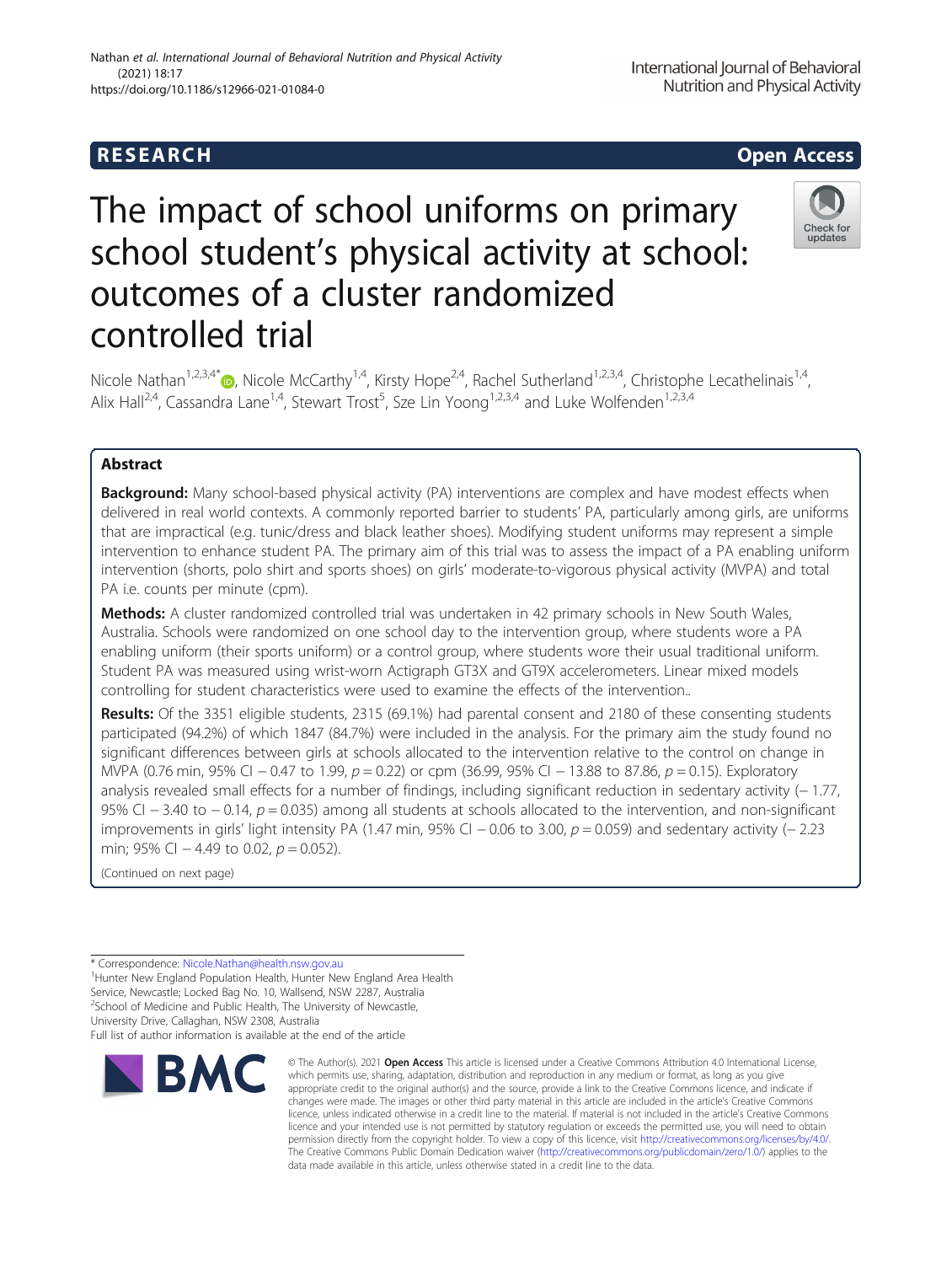RESEARCH

Open Access

# The impact of school uniforms on primary school student's physical activity at school: outcomes of a cluster randomized controlled trial

Nicole Nathan[1,2,3,4*], Nicole McCarthy[1,4], Kirsty Hope[2,4], Rachel Sutherland[1,2,3,4], Christophe Lecathelinais[1,4], Alix Hall[2,4], Cassandra Lane[1,4], Stewart Trost[5], Sze Lin Yoong[1,2,3,4] and Luke Wolfenden[1,2,3,4]

## Abstract

**Background:** Many school-based physical activity (PA) interventions are complex and have modest effects when delivered in real world contexts. A commonly reported barrier to students' PA, particularly among girls, are uniforms that are impractical (e.g. tunic/dress and black leather shoes). Modifying student uniforms may represent a simple intervention to enhance student PA. The primary aim of this trial was to assess the impact of a PA enabling uniform intervention (shorts, polo shirt and sports shoes) on girls' moderate-to-vigorous physical activity (MVPA) and total PA i.e. counts per minute (cpm).

**Methods:** A cluster randomized controlled trial was undertaken in 42 primary schools in New South Wales, Australia. Schools were randomized on one school day to the intervention group, where students wore a PA enabling uniform (their sports uniform) or a control group, where students wore their usual traditional uniform. Student PA was measured using wrist-worn Actigraph GT3X and GT9X accelerometers. Linear mixed models controlling for student characteristics were used to examine the effects of the intervention..

**Results:** Of the 3351 eligible students, 2315 (69.1%) had parental consent and 2180 of these consenting students participated (94.2%) of which 1847 (84.7%) were included in the analysis. For the primary aim the study found no significant differences between girls at schools allocated to the intervention relative to the control on change in MVPA (0.76 min, 95% CI − 0.47 to 1.99, $p = 0.22$) or cpm (36.99, 95% CI − 13.88 to 87.86, $p = 0.15$). Exploratory analysis revealed small effects for a number of findings, including significant reduction in sedentary activity (− 1.77, 95% CI − 3.40 to − 0.14, $p = 0.035$) among all students at schools allocated to the intervention, and non-significant improvements in girls' light intensity PA (1.47 min, 95% CI − 0.06 to 3.00, $p = 0.059$) and sedentary activity (− 2.23 min; 95% CI − 4.49 to 0.02, $p = 0.052$).

(Continued on next page)

* Correspondence: Nicole.Nathan@health.nsw.gov.au
[1]Hunter New England Population Health, Hunter New England Area Health Service, Newcastle; Locked Bag No. 10, Wallsend, NSW 2287, Australia
[2]School of Medicine and Public Health, The University of Newcastle, University Drive, Callaghan, NSW 2308, Australia
Full list of author information is available at the end of the article

© The Author(s). 2021 **Open Access** This article is licensed under a Creative Commons Attribution 4.0 International License, which permits use, sharing, adaptation, distribution and reproduction in any medium or format, as long as you give appropriate credit to the original author(s) and the source, provide a link to the Creative Commons licence, and indicate if changes were made. The images or other third party material in this article are included in the article's Creative Commons licence, unless indicated otherwise in a credit line to the material. If material is not included in the article's Creative Commons licence and your intended use is not permitted by statutory regulation or exceeds the permitted use, you will need to obtain permission directly from the copyright holder. To view a copy of this licence, visit http://creativecommons.org/licenses/by/4.0/. The Creative Commons Public Domain Dedication waiver (http://creativecommons.org/publicdomain/zero/1.0/) applies to the data made available in this article, unless otherwise stated in a credit line to the data.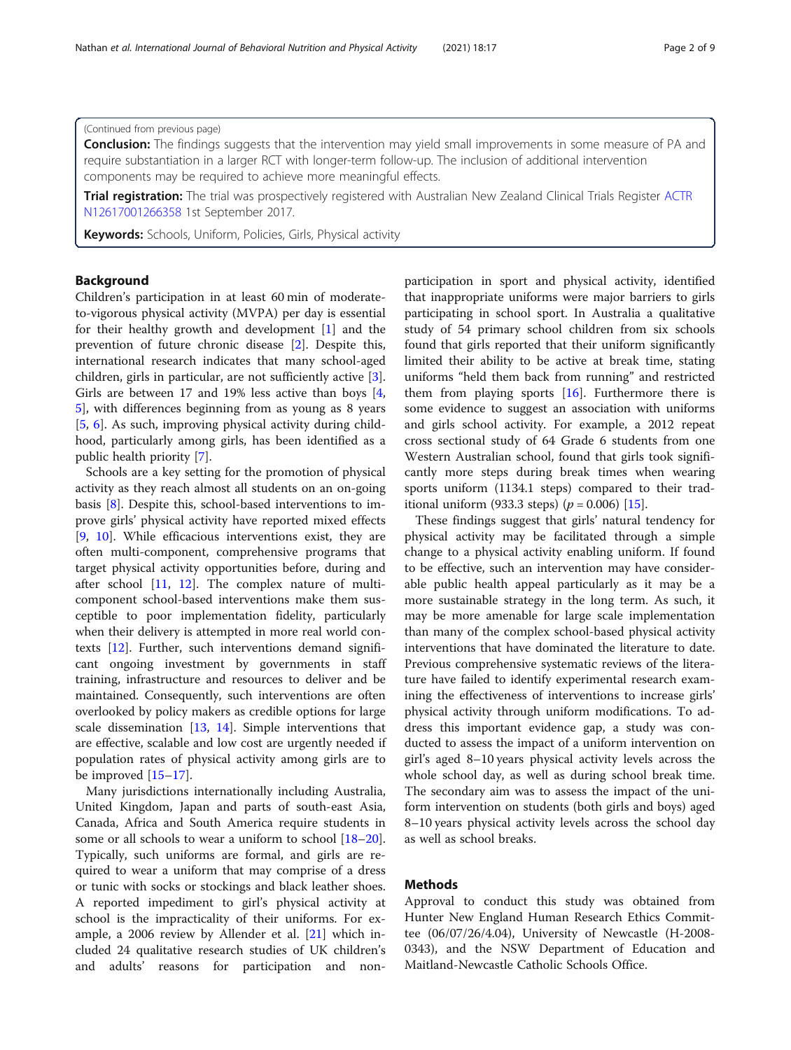(Continued from previous page)

**Conclusion:** The findings suggests that the intervention may yield small improvements in some measure of PA and require substantiation in a larger RCT with longer-term follow-up. The inclusion of additional intervention components may be required to achieve more meaningful effects.

**Trial registration:** The trial was prospectively registered with Australian New Zealand Clinical Trials Register ACTR N12617001266358 1st September 2017.

**Keywords:** Schools, Uniform, Policies, Girls, Physical activity

## Background

Children's participation in at least 60 min of moderate-to-vigorous physical activity (MVPA) per day is essential for their healthy growth and development [1] and the prevention of future chronic disease [2]. Despite this, international research indicates that many school-aged children, girls in particular, are not sufficiently active [3]. Girls are between 17 and 19% less active than boys [4, 5], with differences beginning from as young as 8 years [5, 6]. As such, improving physical activity during childhood, particularly among girls, has been identified as a public health priority [7].

Schools are a key setting for the promotion of physical activity as they reach almost all students on an on-going basis [8]. Despite this, school-based interventions to improve girls' physical activity have reported mixed effects [9, 10]. While efficacious interventions exist, they are often multi-component, comprehensive programs that target physical activity opportunities before, during and after school [11, 12]. The complex nature of multi-component school-based interventions make them susceptible to poor implementation fidelity, particularly when their delivery is attempted in more real world contexts [12]. Further, such interventions demand significant ongoing investment by governments in staff training, infrastructure and resources to deliver and be maintained. Consequently, such interventions are often overlooked by policy makers as credible options for large scale dissemination [13, 14]. Simple interventions that are effective, scalable and low cost are urgently needed if population rates of physical activity among girls are to be improved [15–17].

Many jurisdictions internationally including Australia, United Kingdom, Japan and parts of south-east Asia, Canada, Africa and South America require students in some or all schools to wear a uniform to school [18–20]. Typically, such uniforms are formal, and girls are required to wear a uniform that may comprise of a dress or tunic with socks or stockings and black leather shoes. A reported impediment to girl's physical activity at school is the impracticality of their uniforms. For example, a 2006 review by Allender et al. [21] which included 24 qualitative research studies of UK children's and adults' reasons for participation and non-participation in sport and physical activity, identified that inappropriate uniforms were major barriers to girls participating in school sport. In Australia a qualitative study of 54 primary school children from six schools found that girls reported that their uniform significantly limited their ability to be active at break time, stating uniforms "held them back from running" and restricted them from playing sports [16]. Furthermore there is some evidence to suggest an association with uniforms and girls school activity. For example, a 2012 repeat cross sectional study of 64 Grade 6 students from one Western Australian school, found that girls took significantly more steps during break times when wearing sports uniform (1134.1 steps) compared to their traditional uniform (933.3 steps) ($p = 0.006$) [15].

These findings suggest that girls' natural tendency for physical activity may be facilitated through a simple change to a physical activity enabling uniform. If found to be effective, such an intervention may have considerable public health appeal particularly as it may be a more sustainable strategy in the long term. As such, it may be more amenable for large scale implementation than many of the complex school-based physical activity interventions that have dominated the literature to date. Previous comprehensive systematic reviews of the literature have failed to identify experimental research examining the effectiveness of interventions to increase girls' physical activity through uniform modifications. To address this important evidence gap, a study was conducted to assess the impact of a uniform intervention on girl's aged 8–10 years physical activity levels across the whole school day, as well as during school break time. The secondary aim was to assess the impact of the uniform intervention on students (both girls and boys) aged 8–10 years physical activity levels across the school day as well as school breaks.

## Methods

Approval to conduct this study was obtained from Hunter New England Human Research Ethics Committee (06/07/26/4.04), University of Newcastle (H-2008-0343), and the NSW Department of Education and Maitland-Newcastle Catholic Schools Office.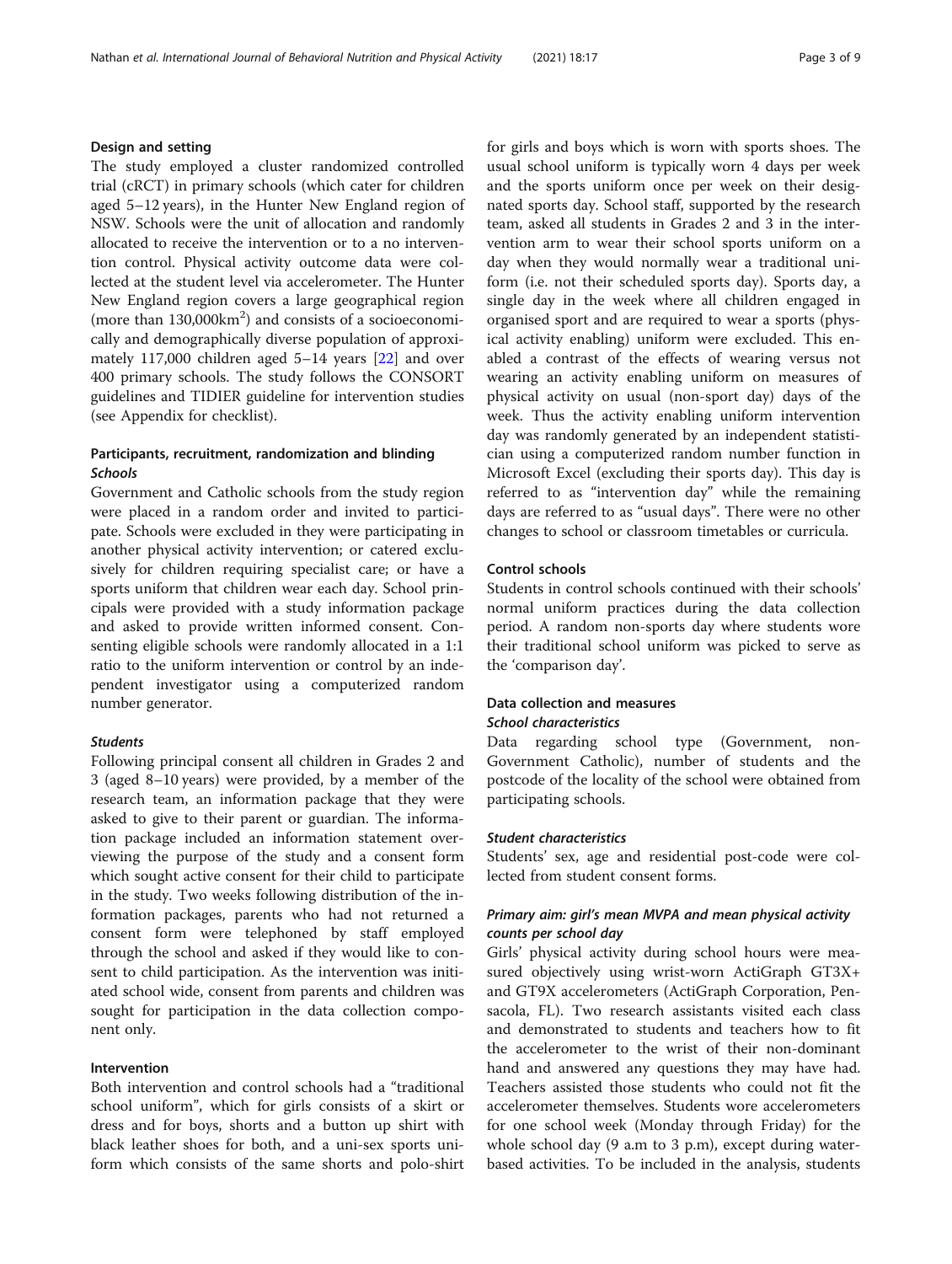## Design and setting

The study employed a cluster randomized controlled trial (cRCT) in primary schools (which cater for children aged 5–12 years), in the Hunter New England region of NSW. Schools were the unit of allocation and randomly allocated to receive the intervention or to a no intervention control. Physical activity outcome data were collected at the student level via accelerometer. The Hunter New England region covers a large geographical region (more than 130,000km$^2$) and consists of a socioeconomically and demographically diverse population of approximately 117,000 children aged 5–14 years [22] and over 400 primary schools. The study follows the CONSORT guidelines and TIDIER guideline for intervention studies (see Appendix for checklist).

## Participants, recruitment, randomization and blinding

### *Schools*

Government and Catholic schools from the study region were placed in a random order and invited to participate. Schools were excluded in they were participating in another physical activity intervention; or catered exclusively for children requiring specialist care; or have a sports uniform that children wear each day. School principals were provided with a study information package and asked to provide written informed consent. Consenting eligible schools were randomly allocated in a 1:1 ratio to the uniform intervention or control by an independent investigator using a computerized random number generator.

### *Students*

Following principal consent all children in Grades 2 and 3 (aged 8–10 years) were provided, by a member of the research team, an information package that they were asked to give to their parent or guardian. The information package included an information statement overviewing the purpose of the study and a consent form which sought active consent for their child to participate in the study. Two weeks following distribution of the information packages, parents who had not returned a consent form were telephoned by staff employed through the school and asked if they would like to consent to child participation. As the intervention was initiated school wide, consent from parents and children was sought for participation in the data collection component only.

## Intervention

Both intervention and control schools had a "traditional school uniform", which for girls consists of a skirt or dress and for boys, shorts and a button up shirt with black leather shoes for both, and a uni-sex sports uniform which consists of the same shorts and polo-shirt for girls and boys which is worn with sports shoes. The usual school uniform is typically worn 4 days per week and the sports uniform once per week on their designated sports day. School staff, supported by the research team, asked all students in Grades 2 and 3 in the intervention arm to wear their school sports uniform on a day when they would normally wear a traditional uniform (i.e. not their scheduled sports day). Sports day, a single day in the week where all children engaged in organised sport and are required to wear a sports (physical activity enabling) uniform were excluded. This enabled a contrast of the effects of wearing versus not wearing an activity enabling uniform on measures of physical activity on usual (non-sport day) days of the week. Thus the activity enabling uniform intervention day was randomly generated by an independent statistician using a computerized random number function in Microsoft Excel (excluding their sports day). This day is referred to as "intervention day" while the remaining days are referred to as "usual days". There were no other changes to school or classroom timetables or curricula.

## Control schools

Students in control schools continued with their schools' normal uniform practices during the data collection period. A random non-sports day where students wore their traditional school uniform was picked to serve as the 'comparison day'.

## Data collection and measures

### *School characteristics*

Data regarding school type (Government, non-Government Catholic), number of students and the postcode of the locality of the school were obtained from participating schools.

### *Student characteristics*

Students' sex, age and residential post-code were collected from student consent forms.

### *Primary aim: girl's mean MVPA and mean physical activity counts per school day*

Girls' physical activity during school hours were measured objectively using wrist-worn ActiGraph GT3X+ and GT9X accelerometers (ActiGraph Corporation, Pensacola, FL). Two research assistants visited each class and demonstrated to students and teachers how to fit the accelerometer to the wrist of their non-dominant hand and answered any questions they may have had. Teachers assisted those students who could not fit the accelerometer themselves. Students wore accelerometers for one school week (Monday through Friday) for the whole school day (9 a.m to 3 p.m), except during water-based activities. To be included in the analysis, students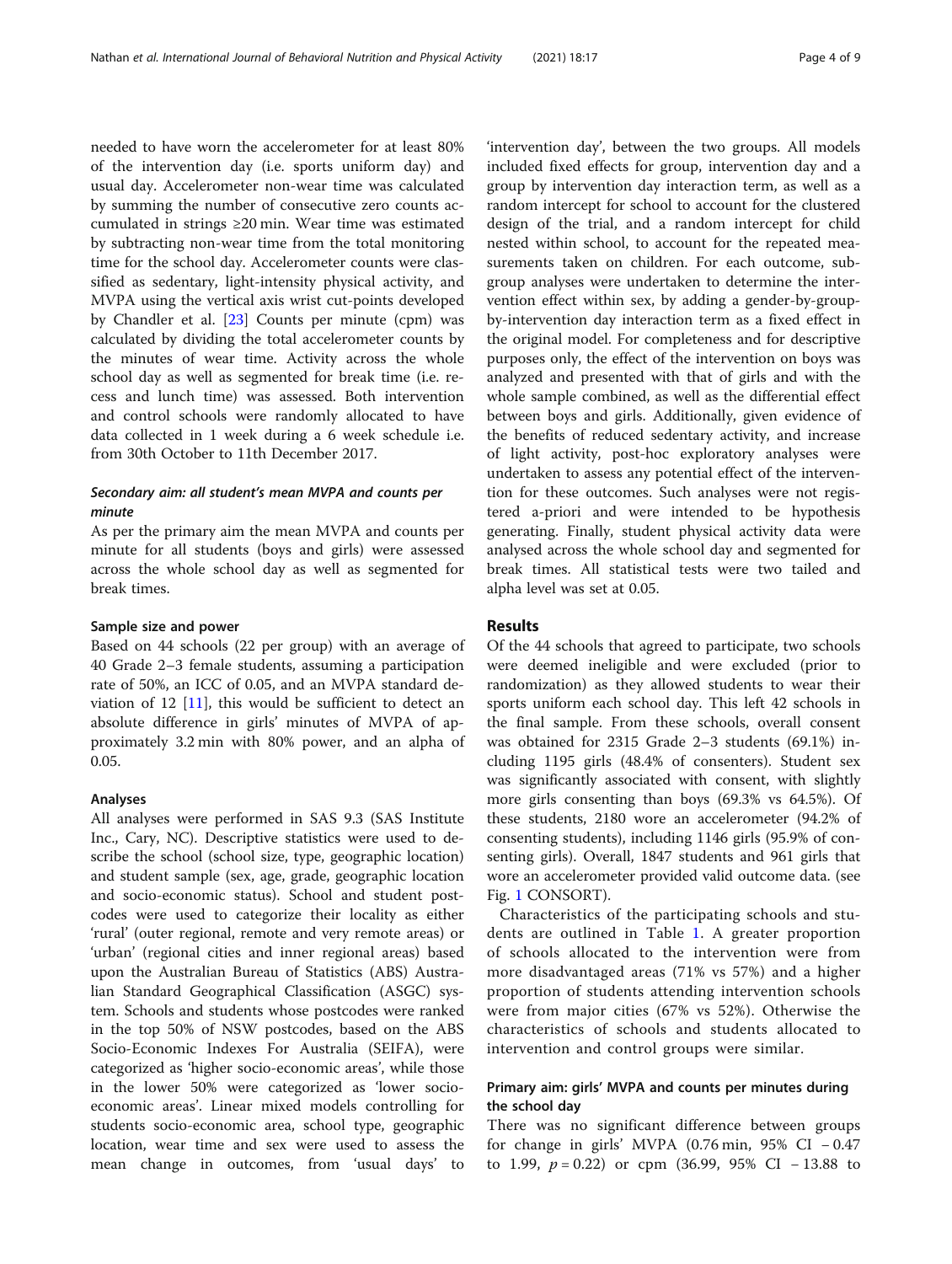needed to have worn the accelerometer for at least 80% of the intervention day (i.e. sports uniform day) and usual day. Accelerometer non-wear time was calculated by summing the number of consecutive zero counts accumulated in strings ≥20 min. Wear time was estimated by subtracting non-wear time from the total monitoring time for the school day. Accelerometer counts were classified as sedentary, light-intensity physical activity, and MVPA using the vertical axis wrist cut-points developed by Chandler et al. [23] Counts per minute (cpm) was calculated by dividing the total accelerometer counts by the minutes of wear time. Activity across the whole school day as well as segmented for break time (i.e. recess and lunch time) was assessed. Both intervention and control schools were randomly allocated to have data collected in 1 week during a 6 week schedule i.e. from 30th October to 11th December 2017.

### *Secondary aim: all student's mean MVPA and counts per minute*

As per the primary aim the mean MVPA and counts per minute for all students (boys and girls) were assessed across the whole school day as well as segmented for break times.

#### Sample size and power

Based on 44 schools (22 per group) with an average of 40 Grade 2–3 female students, assuming a participation rate of 50%, an ICC of 0.05, and an MVPA standard deviation of 12 [11], this would be sufficient to detect an absolute difference in girls' minutes of MVPA of approximately 3.2 min with 80% power, and an alpha of 0.05.

#### Analyses

All analyses were performed in SAS 9.3 (SAS Institute Inc., Cary, NC). Descriptive statistics were used to describe the school (school size, type, geographic location) and student sample (sex, age, grade, geographic location and socio-economic status). School and student postcodes were used to categorize their locality as either 'rural' (outer regional, remote and very remote areas) or 'urban' (regional cities and inner regional areas) based upon the Australian Bureau of Statistics (ABS) Australian Standard Geographical Classification (ASGC) system. Schools and students whose postcodes were ranked in the top 50% of NSW postcodes, based on the ABS Socio-Economic Indexes For Australia (SEIFA), were categorized as 'higher socio-economic areas', while those in the lower 50% were categorized as 'lower socio-economic areas'. Linear mixed models controlling for students socio-economic area, school type, geographic location, wear time and sex were used to assess the mean change in outcomes, from 'usual days' to 'intervention day', between the two groups. All models included fixed effects for group, intervention day and a group by intervention day interaction term, as well as a random intercept for school to account for the clustered design of the trial, and a random intercept for child nested within school, to account for the repeated measurements taken on children. For each outcome, subgroup analyses were undertaken to determine the intervention effect within sex, by adding a gender-by-group-by-intervention day interaction term as a fixed effect in the original model. For completeness and for descriptive purposes only, the effect of the intervention on boys was analyzed and presented with that of girls and with the whole sample combined, as well as the differential effect between boys and girls. Additionally, given evidence of the benefits of reduced sedentary activity, and increase of light activity, post-hoc exploratory analyses were undertaken to assess any potential effect of the intervention for these outcomes. Such analyses were not registered a-priori and were intended to be hypothesis generating. Finally, student physical activity data were analysed across the whole school day and segmented for break times. All statistical tests were two tailed and alpha level was set at 0.05.

## Results

Of the 44 schools that agreed to participate, two schools were deemed ineligible and were excluded (prior to randomization) as they allowed students to wear their sports uniform each school day. This left 42 schools in the final sample. From these schools, overall consent was obtained for 2315 Grade 2–3 students (69.1%) including 1195 girls (48.4% of consenters). Student sex was significantly associated with consent, with slightly more girls consenting than boys (69.3% vs 64.5%). Of these students, 2180 wore an accelerometer (94.2% of consenting students), including 1146 girls (95.9% of consenting girls). Overall, 1847 students and 961 girls that wore an accelerometer provided valid outcome data. (see Fig. 1 CONSORT).

Characteristics of the participating schools and students are outlined in Table 1. A greater proportion of schools allocated to the intervention were from more disadvantaged areas (71% vs 57%) and a higher proportion of students attending intervention schools were from major cities (67% vs 52%). Otherwise the characteristics of schools and students allocated to intervention and control groups were similar.

### Primary aim: girls' MVPA and counts per minutes during the school day

There was no significant difference between groups for change in girls' MVPA (0.76 min, 95% CI −0.47 to 1.99, $p = 0.22$) or cpm (36.99, 95% CI −13.88 to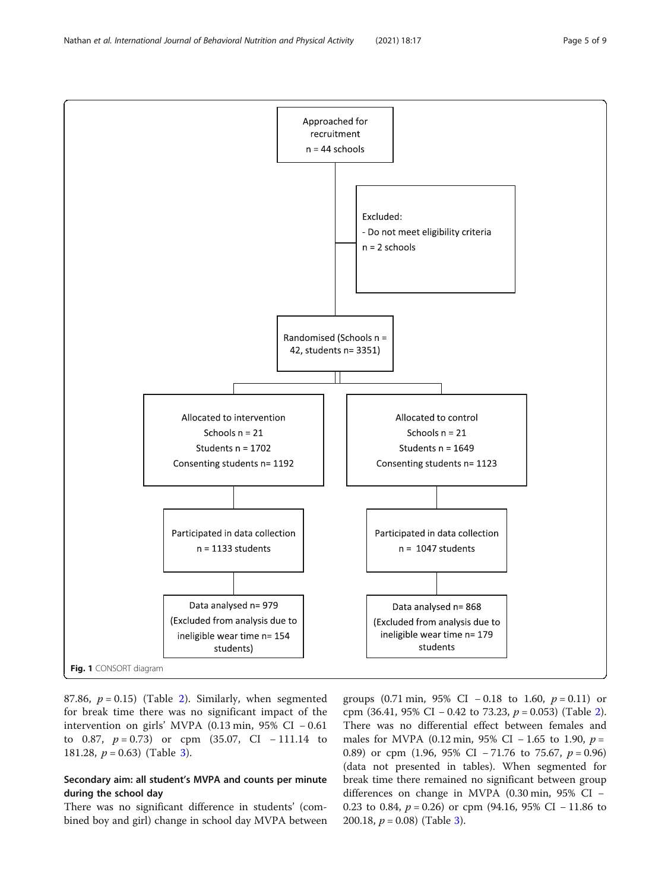Approached for recruitment
n = 44 schools

Excluded:
- Do not meet eligibility criteria
n = 2 schools

Randomised (Schools n = 42, students n= 3351)

| Allocated to intervention | Allocated to control |
| --- | --- |
| Schools n = 21 | Schools n = 21 |
| Students n = 1702 | Students n = 1649 |
| Consenting students n= 1192 | Consenting students n= 1123 |
| Participated in data collection n = 1133 students | Participated in data collection n = 1047 students |
| Data analysed n= 979 (Excluded from analysis due to ineligible wear time n= 154 students) | Data analysed n= 868 (Excluded from analysis due to ineligible wear time n= 179 students |

**Fig. 1** CONSORT diagram

87.86, $p = 0.15$) (Table 2). Similarly, when segmented for break time there was no significant impact of the intervention on girls' MVPA (0.13 min, 95% CI − 0.61 to 0.87, $p = 0.73$) or cpm (35.07, CI − 111.14 to 181.28, $p = 0.63$) (Table 3).

## Secondary aim: all student's MVPA and counts per minute during the school day

There was no significant difference in students' (combined boy and girl) change in school day MVPA between groups (0.71 min, 95% CI − 0.18 to 1.60, $p = 0.11$) or cpm (36.41, 95% CI – 0.42 to 73.23, $p = 0.053$) (Table 2). There was no differential effect between females and males for MVPA (0.12 min, 95% CI − 1.65 to 1.90, $p = 0.89$) or cpm (1.96, 95% CI − 71.76 to 75.67, $p = 0.96$) (data not presented in tables). When segmented for break time there remained no significant between group differences on change in MVPA (0.30 min, 95% CI − 0.23 to 0.84, $p = 0.26$) or cpm (94.16, 95% CI − 11.86 to 200.18, $p = 0.08$) (Table 3).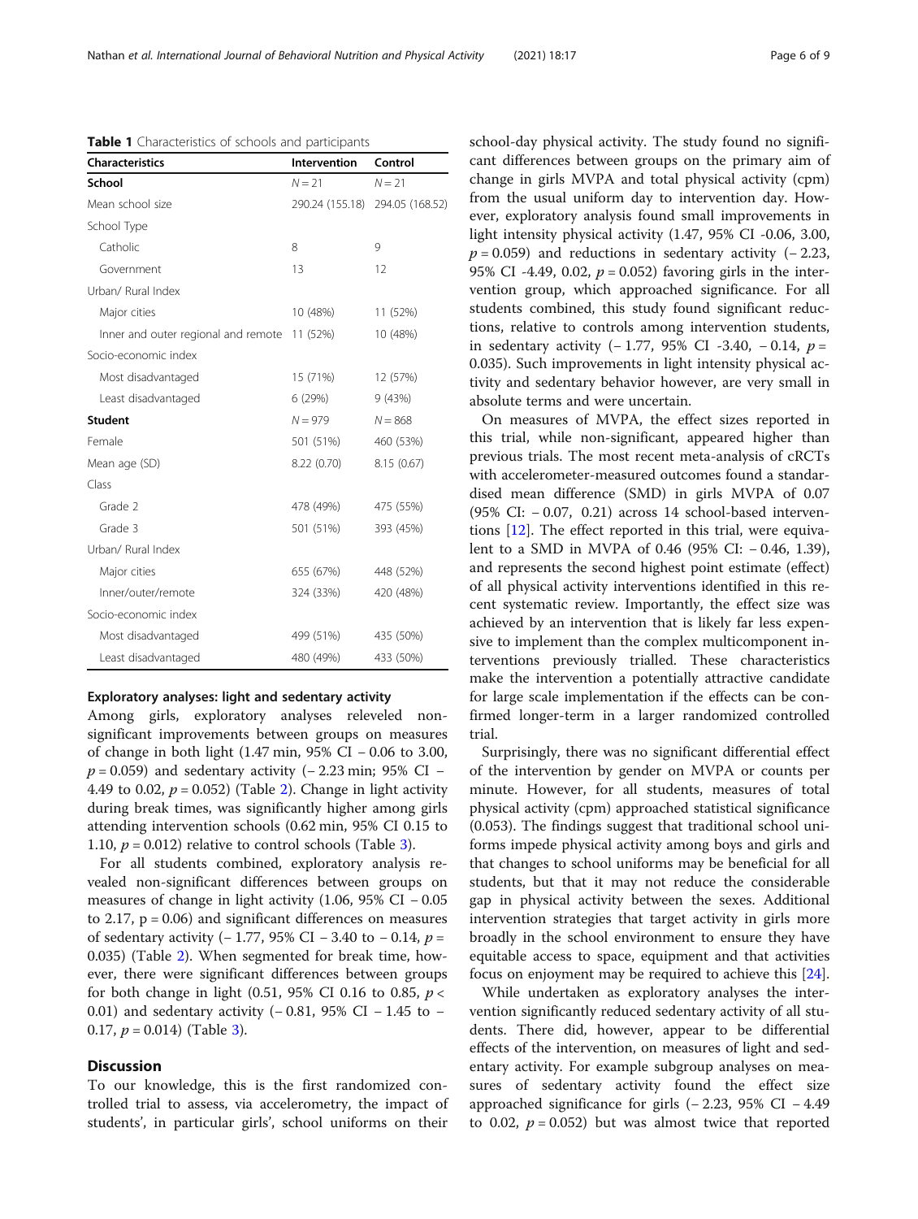**Table 1** Characteristics of schools and participants

| Characteristics | Intervention | Control |
|---|---|---|
| **School** | $N = 21$ | $N = 21$ |
| Mean school size | 290.24 (155.18) | 294.05 (168.52) |
| School Type | | |
| Catholic | 8 | 9 |
| Government | 13 | 12 |
| Urban/ Rural Index | | |
| Major cities | 10 (48%) | 11 (52%) |
| Inner and outer regional and remote | 11 (52%) | 10 (48%) |
| Socio-economic index | | |
| Most disadvantaged | 15 (71%) | 12 (57%) |
| Least disadvantaged | 6 (29%) | 9 (43%) |
| **Student** | $N = 979$ | $N = 868$ |
| Female | 501 (51%) | 460 (53%) |
| Mean age (SD) | 8.22 (0.70) | 8.15 (0.67) |
| Class | | |
| Grade 2 | 478 (49%) | 475 (55%) |
| Grade 3 | 501 (51%) | 393 (45%) |
| Urban/ Rural Index | | |
| Major cities | 655 (67%) | 448 (52%) |
| Inner/outer/remote | 324 (33%) | 420 (48%) |
| Socio-economic index | | |
| Most disadvantaged | 499 (51%) | 435 (50%) |
| Least disadvantaged | 480 (49%) | 433 (50%) |

### Exploratory analyses: light and sedentary activity

Among girls, exploratory analyses releveled non-significant improvements between groups on measures of change in both light (1.47 min, 95% CI − 0.06 to 3.00, $p = 0.059$) and sedentary activity (− 2.23 min; 95% CI − 4.49 to 0.02, $p = 0.052$) (Table 2). Change in light activity during break times, was significantly higher among girls attending intervention schools (0.62 min, 95% CI 0.15 to 1.10, $p = 0.012$) relative to control schools (Table 3).

For all students combined, exploratory analysis revealed non-significant differences between groups on measures of change in light activity (1.06, 95% CI − 0.05 to 2.17, $p = 0.06$) and significant differences on measures of sedentary activity (− 1.77, 95% CI − 3.40 to − 0.14, $p = 0.035$) (Table 2). When segmented for break time, however, there were significant differences between groups for both change in light (0.51, 95% CI 0.16 to 0.85, $p < 0.01$) and sedentary activity (− 0.81, 95% CI − 1.45 to − 0.17, $p = 0.014$) (Table 3).

## Discussion

To our knowledge, this is the first randomized controlled trial to assess, via accelerometry, the impact of students', in particular girls', school uniforms on their school-day physical activity. The study found no significant differences between groups on the primary aim of change in girls MVPA and total physical activity (cpm) from the usual uniform day to intervention day. However, exploratory analysis found small improvements in light intensity physical activity (1.47, 95% CI -0.06, 3.00, $p = 0.059$) and reductions in sedentary activity (− 2.23, 95% CI -4.49, 0.02, $p = 0.052$) favoring girls in the intervention group, which approached significance. For all students combined, this study found significant reductions, relative to controls among intervention students, in sedentary activity (− 1.77, 95% CI -3.40, − 0.14, $p = 0.035$). Such improvements in light intensity physical activity and sedentary behavior however, are very small in absolute terms and were uncertain.

On measures of MVPA, the effect sizes reported in this trial, while non-significant, appeared higher than previous trials. The most recent meta-analysis of cRCTs with accelerometer-measured outcomes found a standardised mean difference (SMD) in girls MVPA of 0.07 (95% CI: − 0.07, 0.21) across 14 school-based interventions [12]. The effect reported in this trial, were equivalent to a SMD in MVPA of 0.46 (95% CI: − 0.46, 1.39), and represents the second highest point estimate (effect) of all physical activity interventions identified in this recent systematic review. Importantly, the effect size was achieved by an intervention that is likely far less expensive to implement than the complex multicomponent interventions previously trialled. These characteristics make the intervention a potentially attractive candidate for large scale implementation if the effects can be confirmed longer-term in a larger randomized controlled trial.

Surprisingly, there was no significant differential effect of the intervention by gender on MVPA or counts per minute. However, for all students, measures of total physical activity (cpm) approached statistical significance (0.053). The findings suggest that traditional school uniforms impede physical activity among boys and girls and that changes to school uniforms may be beneficial for all students, but that it may not reduce the considerable gap in physical activity between the sexes. Additional intervention strategies that target activity in girls more broadly in the school environment to ensure they have equitable access to space, equipment and that activities focus on enjoyment may be required to achieve this [24].

While undertaken as exploratory analyses the intervention significantly reduced sedentary activity of all students. There did, however, appear to be differential effects of the intervention, on measures of light and sedentary activity. For example subgroup analyses on measures of sedentary activity found the effect size approached significance for girls (− 2.23, 95% CI − 4.49 to 0.02, $p = 0.052$) but was almost twice that reported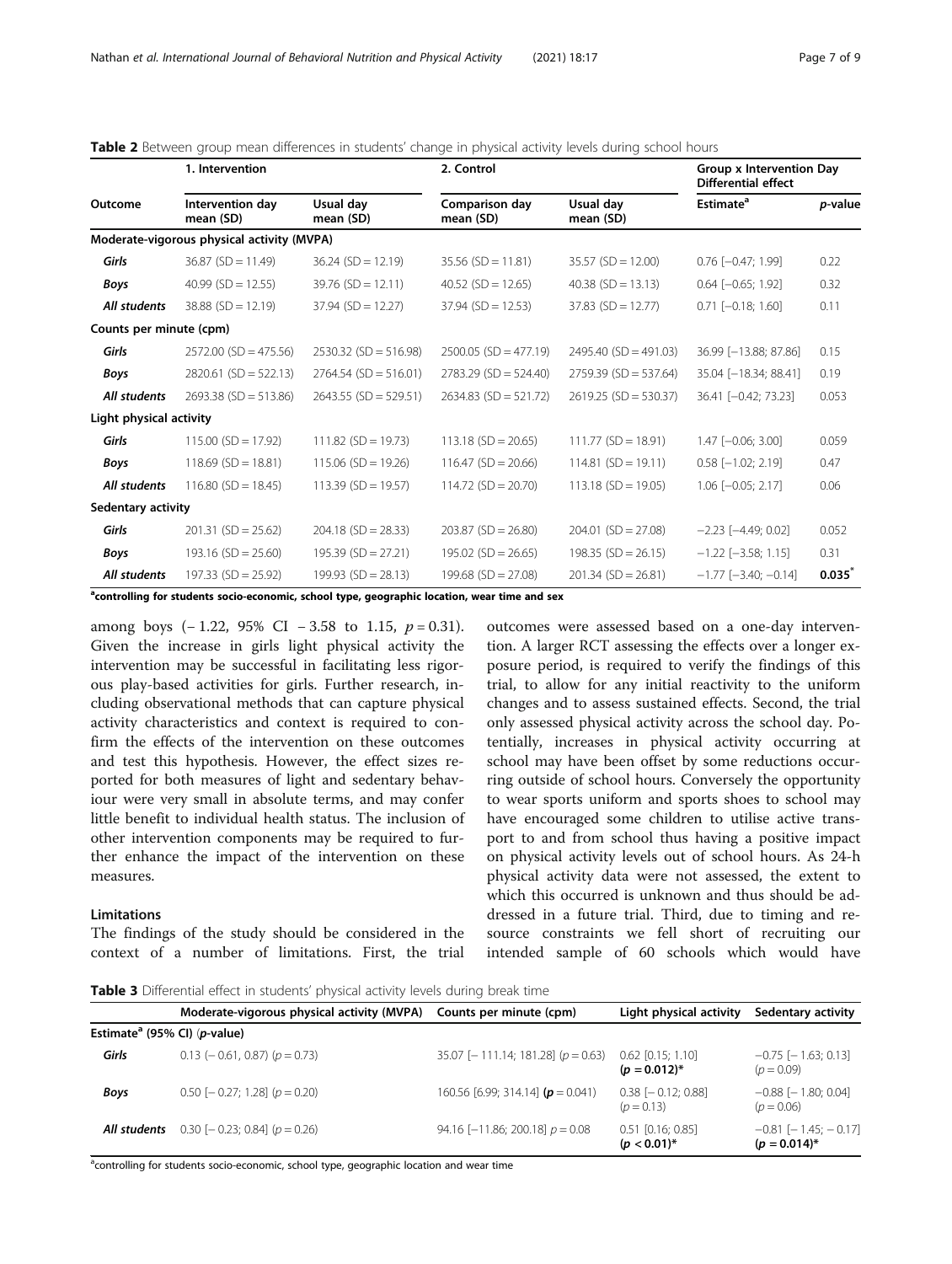**Table 2** Between group mean differences in students' change in physical activity levels during school hours

| Outcome | 1. Intervention | | 2. Control | | Group x Intervention Day Differential effect | |
|---|---|---|---|---|---|---|
| | Intervention day mean (SD) | Usual day mean (SD) | Comparison day mean (SD) | Usual day mean (SD) | Estimate[a] | *p*-value |
| **Moderate-vigorous physical activity (MVPA)** | | | | | | |
| *Girls* | 36.87 (SD = 11.49) | 36.24 (SD = 12.19) | 35.56 (SD = 11.81) | 35.57 (SD = 12.00) | 0.76 [−0.47; 1.99] | 0.22 |
| *Boys* | 40.99 (SD = 12.55) | 39.76 (SD = 12.11) | 40.52 (SD = 12.65) | 40.38 (SD = 13.13) | 0.64 [−0.65; 1.92] | 0.32 |
| *All students* | 38.88 (SD = 12.19) | 37.94 (SD = 12.27) | 37.94 (SD = 12.53) | 37.83 (SD = 12.77) | 0.71 [−0.18; 1.60] | 0.11 |
| **Counts per minute (cpm)** | | | | | | |
| *Girls* | 2572.00 (SD = 475.56) | 2530.32 (SD = 516.98) | 2500.05 (SD = 477.19) | 2495.40 (SD = 491.03) | 36.99 [−13.88; 87.86] | 0.15 |
| *Boys* | 2820.61 (SD = 522.13) | 2764.54 (SD = 516.01) | 2783.29 (SD = 524.40) | 2759.39 (SD = 537.64) | 35.04 [−18.34; 88.41] | 0.19 |
| *All students* | 2693.38 (SD = 513.86) | 2643.55 (SD = 529.51) | 2634.83 (SD = 521.72) | 2619.25 (SD = 530.37) | 36.41 [−0.42; 73.23] | 0.053 |
| **Light physical activity** | | | | | | |
| *Girls* | 115.00 (SD = 17.92) | 111.82 (SD = 19.73) | 113.18 (SD = 20.65) | 111.77 (SD = 18.91) | 1.47 [−0.06; 3.00] | 0.059 |
| *Boys* | 118.69 (SD = 18.81) | 115.06 (SD = 19.26) | 116.47 (SD = 20.66) | 114.81 (SD = 19.11) | 0.58 [−1.02; 2.19] | 0.47 |
| *All students* | 116.80 (SD = 18.45) | 113.39 (SD = 19.57) | 114.72 (SD = 20.70) | 113.18 (SD = 19.05) | 1.06 [−0.05; 2.17] | 0.06 |
| **Sedentary activity** | | | | | | |
| *Girls* | 201.31 (SD = 25.62) | 204.18 (SD = 28.33) | 203.87 (SD = 26.80) | 204.01 (SD = 27.08) | −2.23 [−4.49; 0.02] | 0.052 |
| *Boys* | 193.16 (SD = 25.60) | 195.39 (SD = 27.21) | 195.02 (SD = 26.65) | 198.35 (SD = 26.15) | −1.22 [−3.58; 1.15] | 0.31 |
| *All students* | 197.33 (SD = 25.92) | 199.93 (SD = 28.13) | 199.68 (SD = 27.08) | 201.34 (SD = 26.81) | −1.77 [−3.40; −0.14] | **0.035***|

[a]controlling for students socio-economic, school type, geographic location, wear time and sex

among boys (− 1.22, 95% CI − 3.58 to 1.15, $p = 0.31$). Given the increase in girls light physical activity the intervention may be successful in facilitating less rigorous play-based activities for girls. Further research, including observational methods that can capture physical activity characteristics and context is required to confirm the effects of the intervention on these outcomes and test this hypothesis. However, the effect sizes reported for both measures of light and sedentary behaviour were very small in absolute terms, and may confer little benefit to individual health status. The inclusion of other intervention components may be required to further enhance the impact of the intervention on these measures.

### Limitations

The findings of the study should be considered in the context of a number of limitations. First, the trial outcomes were assessed based on a one-day intervention. A larger RCT assessing the effects over a longer exposure period, is required to verify the findings of this trial, to allow for any initial reactivity to the uniform changes and to assess sustained effects. Second, the trial only assessed physical activity across the school day. Potentially, increases in physical activity occurring at school may have been offset by some reductions occurring outside of school hours. Conversely the opportunity to wear sports uniform and sports shoes to school may have encouraged some children to utilise active transport to and from school thus having a positive impact on physical activity levels out of school hours. As 24-h physical activity data were not assessed, the extent to which this occurred is unknown and thus should be addressed in a future trial. Third, due to timing and resource constraints we fell short of recruiting our intended sample of 60 schools which would have

**Table 3** Differential effect in students' physical activity levels during break time

| | Moderate-vigorous physical activity (MVPA) | Counts per minute (cpm) | Light physical activity | Sedentary activity |
|---|---|---|---|---|
| **Estimate[a] (95% CI) (*p*-value)** | | | | |
| *Girls* | 0.13 (− 0.61, 0.87) ($p = 0.73$) | 35.07 [− 111.14; 181.28] ($p = 0.63$) | 0.62 [0.15; 1.10] **($p = 0.012$)*** | −0.75 [− 1.63; 0.13] ($p = 0.09$) |
| *Boys* | 0.50 [− 0.27; 1.28] ($p = 0.20$) | 160.56 [6.99; 314.14] (**$p = 0.041$**) | 0.38 [− 0.12; 0.88] ($p = 0.13$) | −0.88 [− 1.80; 0.04] ($p = 0.06$) |
| *All students* | 0.30 [− 0.23; 0.84] ($p = 0.26$) | 94.16 [−11.86; 200.18] $p = 0.08$ | 0.51 [0.16; 0.85] **($p < 0.01$)*** | −0.81 [− 1.45; − 0.17] **($p = 0.014$)*** |

[a]controlling for students socio-economic, school type, geographic location and wear time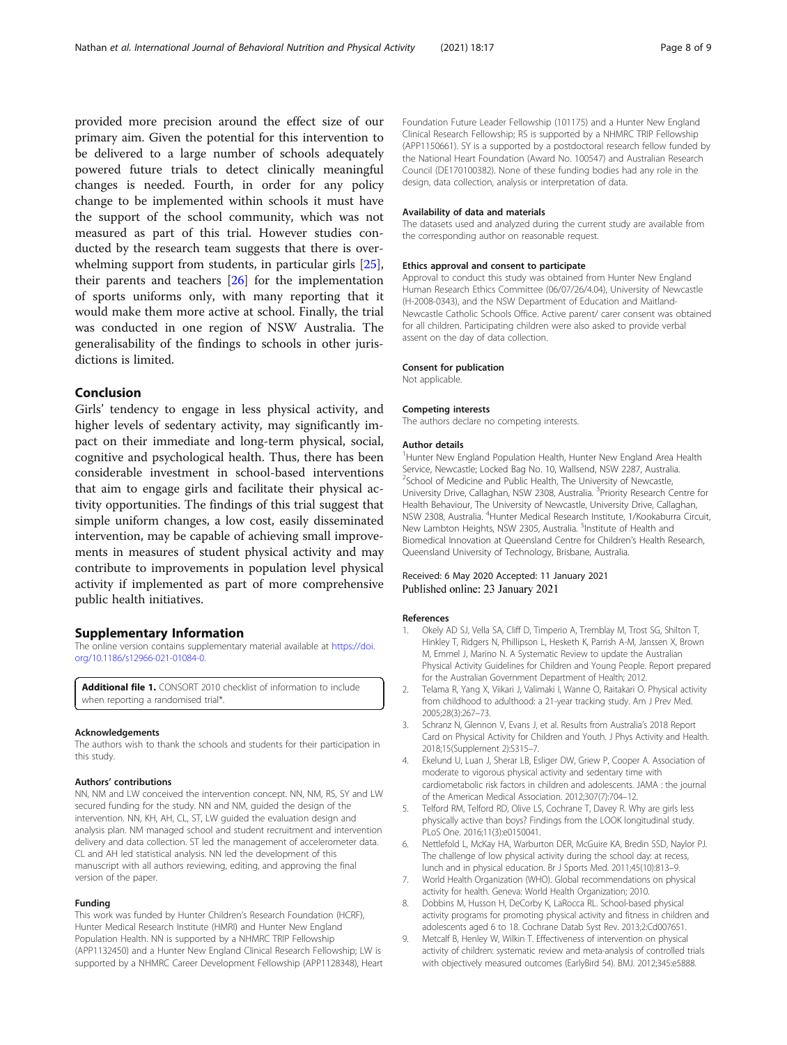provided more precision around the effect size of our primary aim. Given the potential for this intervention to be delivered to a large number of schools adequately powered future trials to detect clinically meaningful changes is needed. Fourth, in order for any policy change to be implemented within schools it must have the support of the school community, which was not measured as part of this trial. However studies conducted by the research team suggests that there is overwhelming support from students, in particular girls [25], their parents and teachers [26] for the implementation of sports uniforms only, with many reporting that it would make them more active at school. Finally, the trial was conducted in one region of NSW Australia. The generalisability of the findings to schools in other jurisdictions is limited.

## Conclusion

Girls' tendency to engage in less physical activity, and higher levels of sedentary activity, may significantly impact on their immediate and long-term physical, social, cognitive and psychological health. Thus, there has been considerable investment in school-based interventions that aim to engage girls and facilitate their physical activity opportunities. The findings of this trial suggest that simple uniform changes, a low cost, easily disseminated intervention, may be capable of achieving small improvements in measures of student physical activity and may contribute to improvements in population level physical activity if implemented as part of more comprehensive public health initiatives.

## Supplementary Information

The online version contains supplementary material available at https://doi.org/10.1186/s12966-021-01084-0.

**Additional file 1.** CONSORT 2010 checklist of information to include when reporting a randomised trial*.

#### Acknowledgements

The authors wish to thank the schools and students for their participation in this study.

#### Authors' contributions

NN, NM and LW conceived the intervention concept. NN, NM, RS, SY and LW secured funding for the study. NN and NM, guided the design of the intervention. NN, KH, AH, CL, ST, LW guided the evaluation design and analysis plan. NM managed school and student recruitment and intervention delivery and data collection. ST led the management of accelerometer data. CL and AH led statistical analysis. NN led the development of this manuscript with all authors reviewing, editing, and approving the final version of the paper.

#### Funding

This work was funded by Hunter Children's Research Foundation (HCRF), Hunter Medical Research Institute (HMRI) and Hunter New England Population Health. NN is supported by a NHMRC TRIP Fellowship (APP1132450) and a Hunter New England Clinical Research Fellowship; LW is supported by a NHMRC Career Development Fellowship (APP1128348), Heart Foundation Future Leader Fellowship (101175) and a Hunter New England Clinical Research Fellowship; RS is supported by a NHMRC TRIP Fellowship (APP1150661). SY is a supported by a postdoctoral research fellow funded by the National Heart Foundation (Award No. 100547) and Australian Research Council (DE170100382). None of these funding bodies had any role in the design, data collection, analysis or interpretation of data.

#### Availability of data and materials

The datasets used and analyzed during the current study are available from the corresponding author on reasonable request.

#### Ethics approval and consent to participate

Approval to conduct this study was obtained from Hunter New England Human Research Ethics Committee (06/07/26/4.04), University of Newcastle (H-2008-0343), and the NSW Department of Education and Maitland-Newcastle Catholic Schools Office. Active parent/ carer consent was obtained for all children. Participating children were also asked to provide verbal assent on the day of data collection.

#### Consent for publication

Not applicable.

#### Competing interests

The authors declare no competing interests.

#### Author details

[1]Hunter New England Population Health, Hunter New England Area Health Service, Newcastle; Locked Bag No. 10, Wallsend, NSW 2287, Australia. [2]School of Medicine and Public Health, The University of Newcastle, University Drive, Callaghan, NSW 2308, Australia. [3]Priority Research Centre for Health Behaviour, The University of Newcastle, University Drive, Callaghan, NSW 2308, Australia. [4]Hunter Medical Research Institute, 1/Kookaburra Circuit, New Lambton Heights, NSW 2305, Australia. [5]Institute of Health and Biomedical Innovation at Queensland Centre for Children's Health Research, Queensland University of Technology, Brisbane, Australia.

Received: 6 May 2020 Accepted: 11 January 2021
Published online: 23 January 2021

#### References

1. Okely AD SJ, Vella SA, Cliff D, Timperio A, Tremblay M, Trost SG, Shilton T, Hinkley T, Ridgers N, Phillipson L, Hesketh K, Parrish A-M, Janssen X, Brown M, Emmel J, Marino N. A Systematic Review to update the Australian Physical Activity Guidelines for Children and Young People. Report prepared for the Australian Government Department of Health; 2012.
2. Telama R, Yang X, Viikari J, Valimaki I, Wanne O, Raitakari O. Physical activity from childhood to adulthood: a 21-year tracking study. Am J Prev Med. 2005;28(3):267–73.
3. Schranz N, Glennon V, Evans J, et al. Results from Australia's 2018 Report Card on Physical Activity for Children and Youth. J Phys Activity and Health. 2018;15(Supplement 2):S315–7.
4. Ekelund U, Luan J, Sherar LB, Esliger DW, Griew P, Cooper A. Association of moderate to vigorous physical activity and sedentary time with cardiometabolic risk factors in children and adolescents. JAMA : the journal of the American Medical Association. 2012;307(7):704–12.
5. Telford RM, Telford RD, Olive LS, Cochrane T, Davey R. Why are girls less physically active than boys? Findings from the LOOK longitudinal study. PLoS One. 2016;11(3):e0150041.
6. Nettlefold L, McKay HA, Warburton DER, McGuire KA, Bredin SSD, Naylor PJ. The challenge of low physical activity during the school day: at recess, lunch and in physical education. Br J Sports Med. 2011;45(10):813–9.
7. World Health Organization (WHO). Global recommendations on physical activity for health. Geneva: World Health Organization; 2010.
8. Dobbins M, Husson H, DeCorby K, LaRocca RL. School-based physical activity programs for promoting physical activity and fitness in children and adolescents aged 6 to 18. Cochrane Datab Syst Rev. 2013;2:Cd007651.
9. Metcalf B, Henley W, Wilkin T. Effectiveness of intervention on physical activity of children: systematic review and meta-analysis of controlled trials with objectively measured outcomes (EarlyBird 54). BMJ. 2012;345:e5888.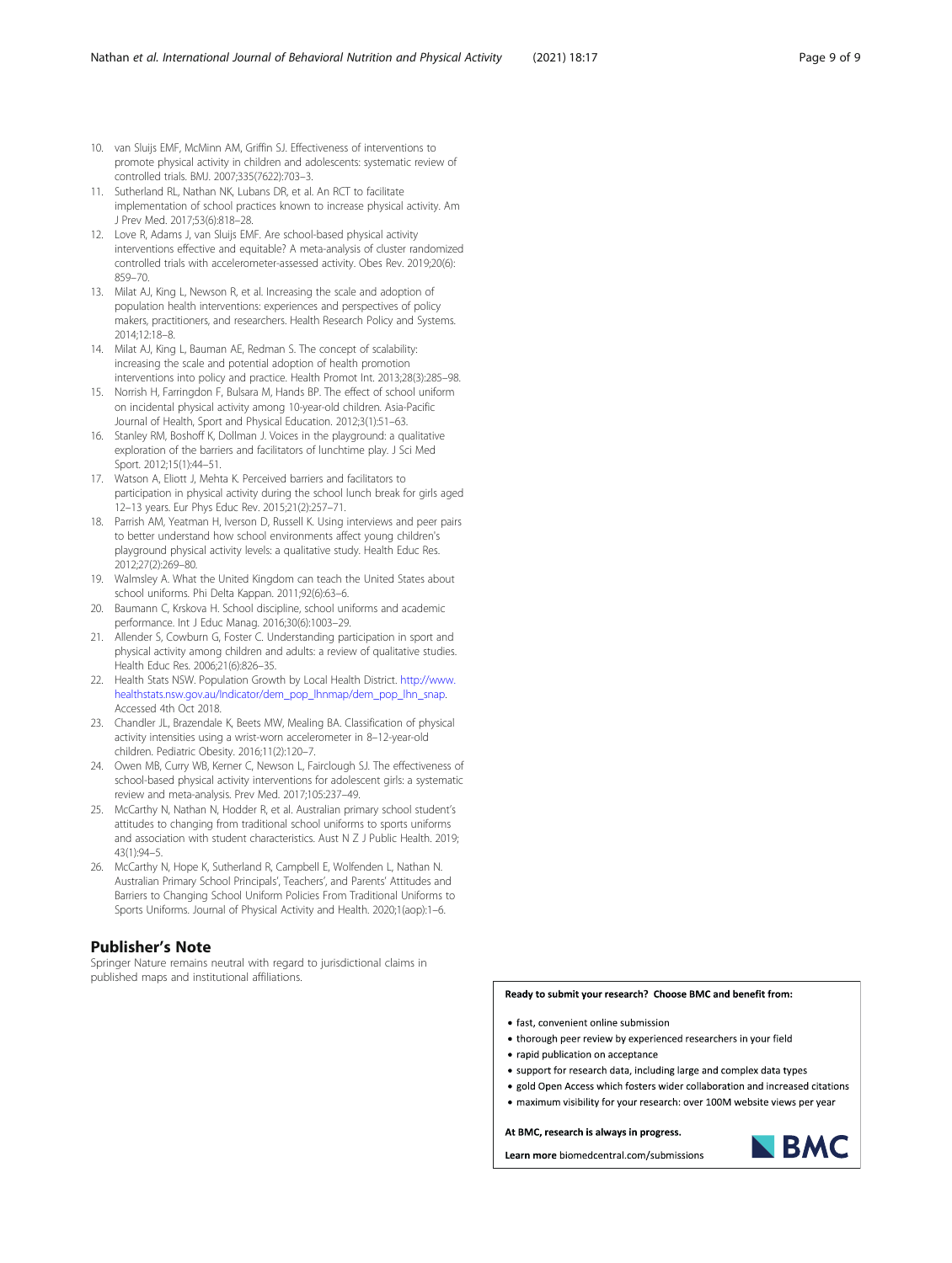10. van Sluijs EMF, McMinn AM, Griffin SJ. Effectiveness of interventions to promote physical activity in children and adolescents: systematic review of controlled trials. BMJ. 2007;335(7622):703–3.
11. Sutherland RL, Nathan NK, Lubans DR, et al. An RCT to facilitate implementation of school practices known to increase physical activity. Am J Prev Med. 2017;53(6):818–28.
12. Love R, Adams J, van Sluijs EMF. Are school-based physical activity interventions effective and equitable? A meta-analysis of cluster randomized controlled trials with accelerometer-assessed activity. Obes Rev. 2019;20(6):859–70.
13. Milat AJ, King L, Newson R, et al. Increasing the scale and adoption of population health interventions: experiences and perspectives of policy makers, practitioners, and researchers. Health Research Policy and Systems. 2014;12:18–8.
14. Milat AJ, King L, Bauman AE, Redman S. The concept of scalability: increasing the scale and potential adoption of health promotion interventions into policy and practice. Health Promot Int. 2013;28(3):285–98.
15. Norrish H, Farringdon F, Bulsara M, Hands BP. The effect of school uniform on incidental physical activity among 10-year-old children. Asia-Pacific Journal of Health, Sport and Physical Education. 2012;3(1):51–63.
16. Stanley RM, Boshoff K, Dollman J. Voices in the playground: a qualitative exploration of the barriers and facilitators of lunchtime play. J Sci Med Sport. 2012;15(1):44–51.
17. Watson A, Eliott J, Mehta K. Perceived barriers and facilitators to participation in physical activity during the school lunch break for girls aged 12–13 years. Eur Phys Educ Rev. 2015;21(2):257–71.
18. Parrish AM, Yeatman H, Iverson D, Russell K. Using interviews and peer pairs to better understand how school environments affect young children's playground physical activity levels: a qualitative study. Health Educ Res. 2012;27(2):269–80.
19. Walmsley A. What the United Kingdom can teach the United States about school uniforms. Phi Delta Kappan. 2011;92(6):63–6.
20. Baumann C, Krskova H. School discipline, school uniforms and academic performance. Int J Educ Manag. 2016;30(6):1003–29.
21. Allender S, Cowburn G, Foster C. Understanding participation in sport and physical activity among children and adults: a review of qualitative studies. Health Educ Res. 2006;21(6):826–35.
22. Health Stats NSW. Population Growth by Local Health District. http://www.healthstats.nsw.gov.au/Indicator/dem_pop_lhnmap/dem_pop_lhn_snap. Accessed 4th Oct 2018.
23. Chandler JL, Brazendale K, Beets MW, Mealing BA. Classification of physical activity intensities using a wrist-worn accelerometer in 8–12-year-old children. Pediatric Obesity. 2016;11(2):120–7.
24. Owen MB, Curry WB, Kerner C, Newson L, Fairclough SJ. The effectiveness of school-based physical activity interventions for adolescent girls: a systematic review and meta-analysis. Prev Med. 2017;105:237–49.
25. McCarthy N, Nathan N, Hodder R, et al. Australian primary school student's attitudes to changing from traditional school uniforms to sports uniforms and association with student characteristics. Aust N Z J Public Health. 2019;43(1):94–5.
26. McCarthy N, Hope K, Sutherland R, Campbell E, Wolfenden L, Nathan N. Australian Primary School Principals', Teachers', and Parents' Attitudes and Barriers to Changing School Uniform Policies From Traditional Uniforms to Sports Uniforms. Journal of Physical Activity and Health. 2020;1(aop):1–6.

## Publisher's Note

Springer Nature remains neutral with regard to jurisdictional claims in published maps and institutional affiliations.

**Ready to submit your research? Choose BMC and benefit from:**

- fast, convenient online submission
- thorough peer review by experienced researchers in your field
- rapid publication on acceptance
- support for research data, including large and complex data types
- gold Open Access which fosters wider collaboration and increased citations
- maximum visibility for your research: over 100M website views per year

**At BMC, research is always in progress.**

**Learn more** biomedcentral.com/submissions

BMC